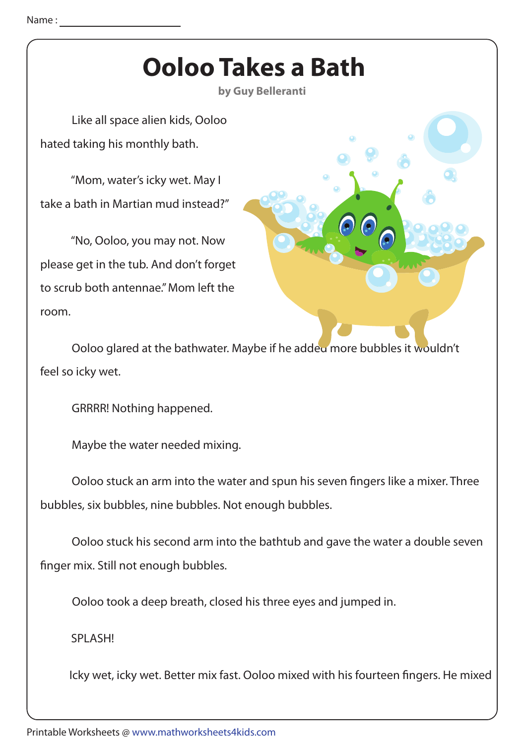Name : ____________________

# Ooloo Takes a Bath

**by Guy Belleranti**

Like all space alien kids, Ooloo hated taking his monthly bath.

"Mom, water's icky wet. May I take a bath in Martian mud instead?"

"No, Ooloo, you may not. Now please get in the tub. And don't forget to scrub both antennae." Mom left the room.

Ooloo glared at the bathwater. Maybe if he added more bubbles it wouldn't feel so icky wet.

GRRRR! Nothing happened.

Maybe the water needed mixing.

Ooloo stuck an arm into the water and spun his seven fingers like a mixer. Three bubbles, six bubbles, nine bubbles. Not enough bubbles.

Ooloo stuck his second arm into the bathtub and gave the water a double seven finger mix. Still not enough bubbles.

Ooloo took a deep breath, closed his three eyes and jumped in.

SPLASH!

Icky wet, icky wet. Better mix fast. Ooloo mixed with his fourteen fingers. He mixed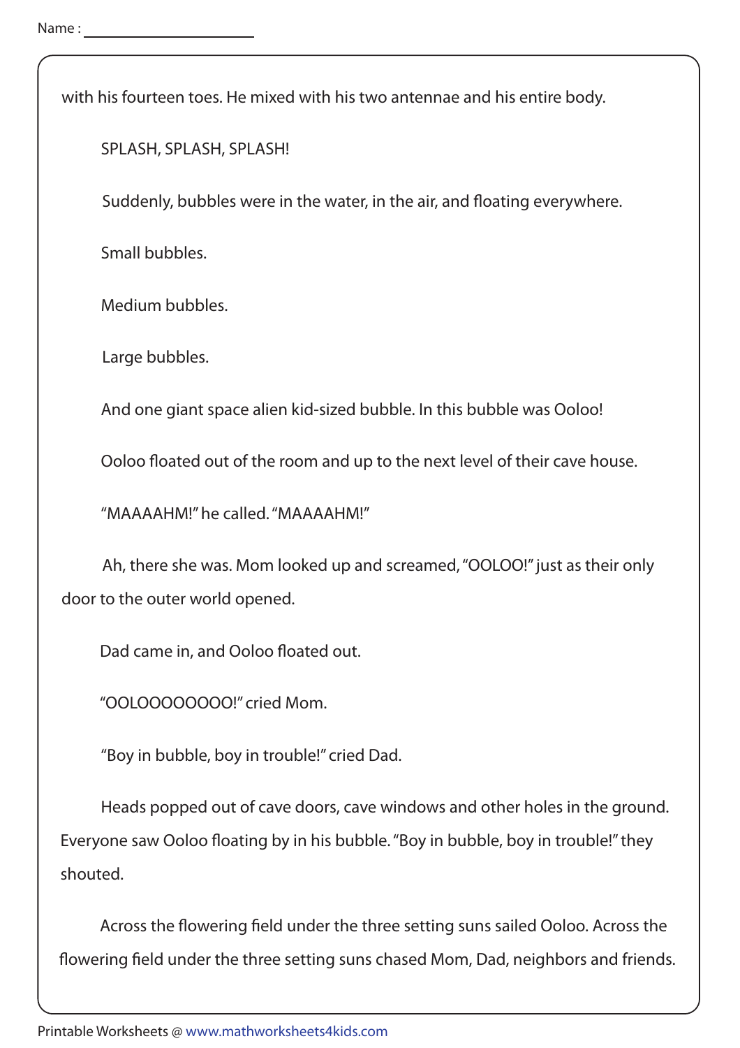Name : ____________________

with his fourteen toes. He mixed with his two antennae and his entire body.

SPLASH, SPLASH, SPLASH!

Suddenly, bubbles were in the water, in the air, and floating everywhere.

Small bubbles.

Medium bubbles.

Large bubbles.

And one giant space alien kid-sized bubble. In this bubble was Ooloo!

Ooloo floated out of the room and up to the next level of their cave house.

"MAAAAHM!" he called. "MAAAAHM!"

Ah, there she was. Mom looked up and screamed, "OOLOO!" just as their only door to the outer world opened.

Dad came in, and Ooloo floated out.

"OOLOOOOOOOO!" cried Mom.

"Boy in bubble, boy in trouble!" cried Dad.

Heads popped out of cave doors, cave windows and other holes in the ground. Everyone saw Ooloo floating by in his bubble. "Boy in bubble, boy in trouble!" they shouted.

Across the flowering field under the three setting suns sailed Ooloo. Across the flowering field under the three setting suns chased Mom, Dad, neighbors and friends.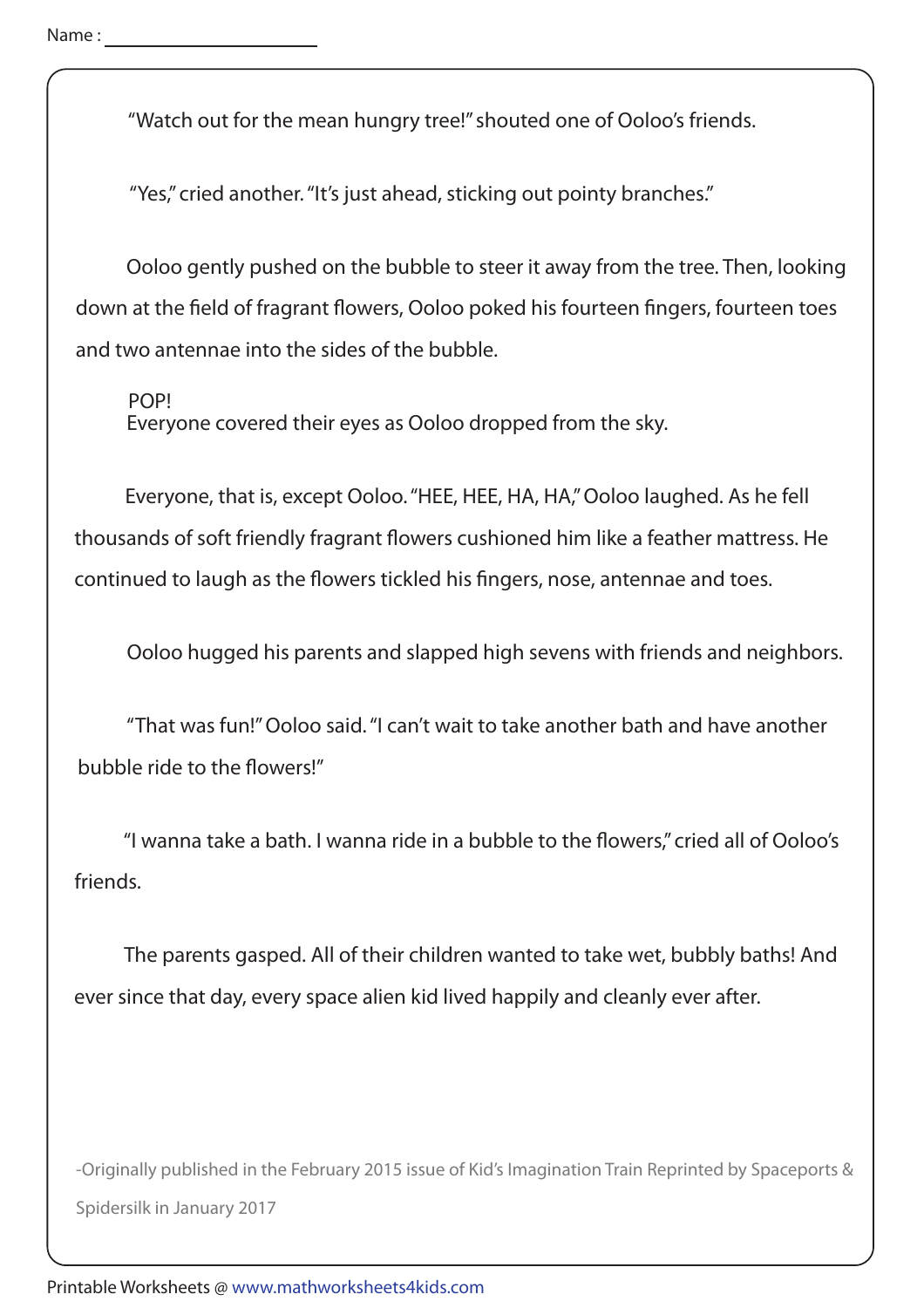Name : ____________________

"Watch out for the mean hungry tree!" shouted one of Ooloo's friends.

"Yes," cried another. "It's just ahead, sticking out pointy branches."

Ooloo gently pushed on the bubble to steer it away from the tree. Then, looking down at the field of fragrant flowers, Ooloo poked his fourteen fingers, fourteen toes and two antennae into the sides of the bubble.

POP!
Everyone covered their eyes as Ooloo dropped from the sky.

Everyone, that is, except Ooloo. "HEE, HEE, HA, HA," Ooloo laughed. As he fell thousands of soft friendly fragrant flowers cushioned him like a feather mattress. He continued to laugh as the flowers tickled his fingers, nose, antennae and toes.

Ooloo hugged his parents and slapped high sevens with friends and neighbors.

"That was fun!" Ooloo said. "I can't wait to take another bath and have another bubble ride to the flowers!"

"I wanna take a bath. I wanna ride in a bubble to the flowers," cried all of Ooloo's friends.

The parents gasped. All of their children wanted to take wet, bubbly baths! And ever since that day, every space alien kid lived happily and cleanly ever after.

-Originally published in the February 2015 issue of Kid's Imagination Train Reprinted by Spaceports & Spidersilk in January 2017

Printable Worksheets @ www.mathworksheets4kids.com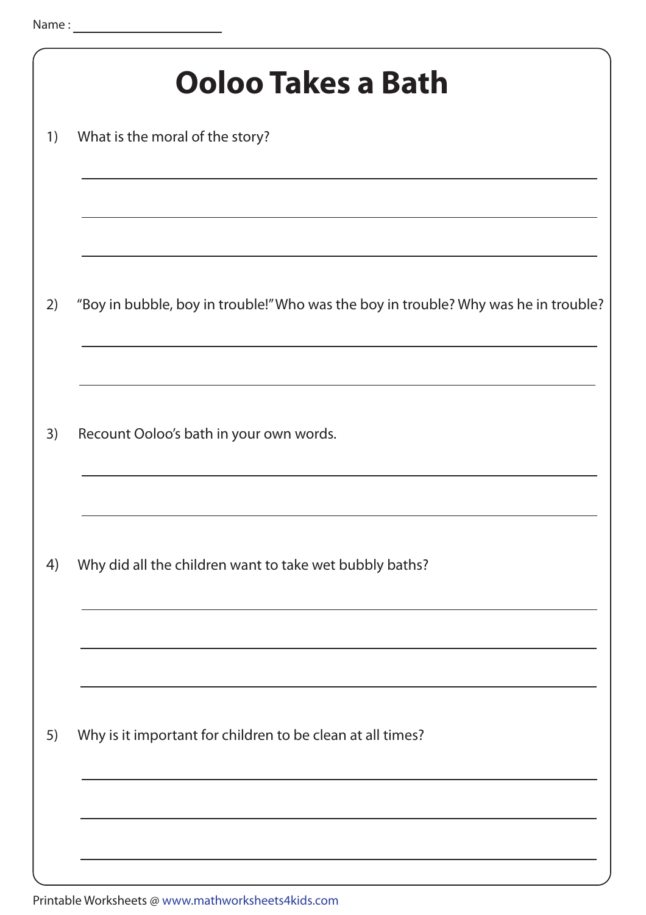Name : ____________________

# Ooloo Takes a Bath

1) What is the moral of the story?

2) "Boy in bubble, boy in trouble!" Who was the boy in trouble? Why was he in trouble?

3) Recount Ooloo's bath in your own words.

4) Why did all the children want to take wet bubbly baths?

5) Why is it important for children to be clean at all times?

Printable Worksheets @ www.mathworksheets4kids.com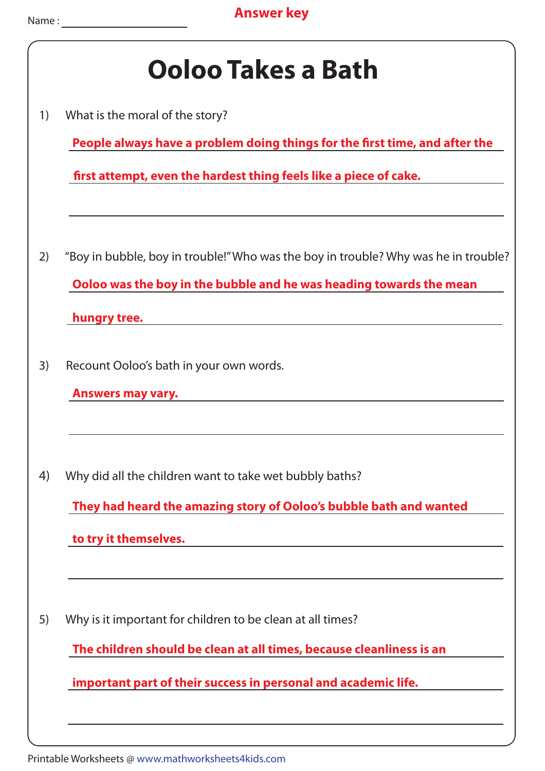Name : ____________________

**Answer key**

# Ooloo Takes a Bath

1) What is the moral of the story?

**People always have a problem doing things for the first time, and after the first attempt, even the hardest thing feels like a piece of cake.**

2) "Boy in bubble, boy in trouble!" Who was the boy in trouble? Why was he in trouble?

**Ooloo was the boy in the bubble and he was heading towards the mean hungry tree.**

3) Recount Ooloo's bath in your own words.

**Answers may vary.**

4) Why did all the children want to take wet bubbly baths?

**They had heard the amazing story of Ooloo's bubble bath and wanted to try it themselves.**

5) Why is it important for children to be clean at all times?

**The children should be clean at all times, because cleanliness is an important part of their success in personal and academic life.**

Printable Worksheets @ www.mathworksheets4kids.com